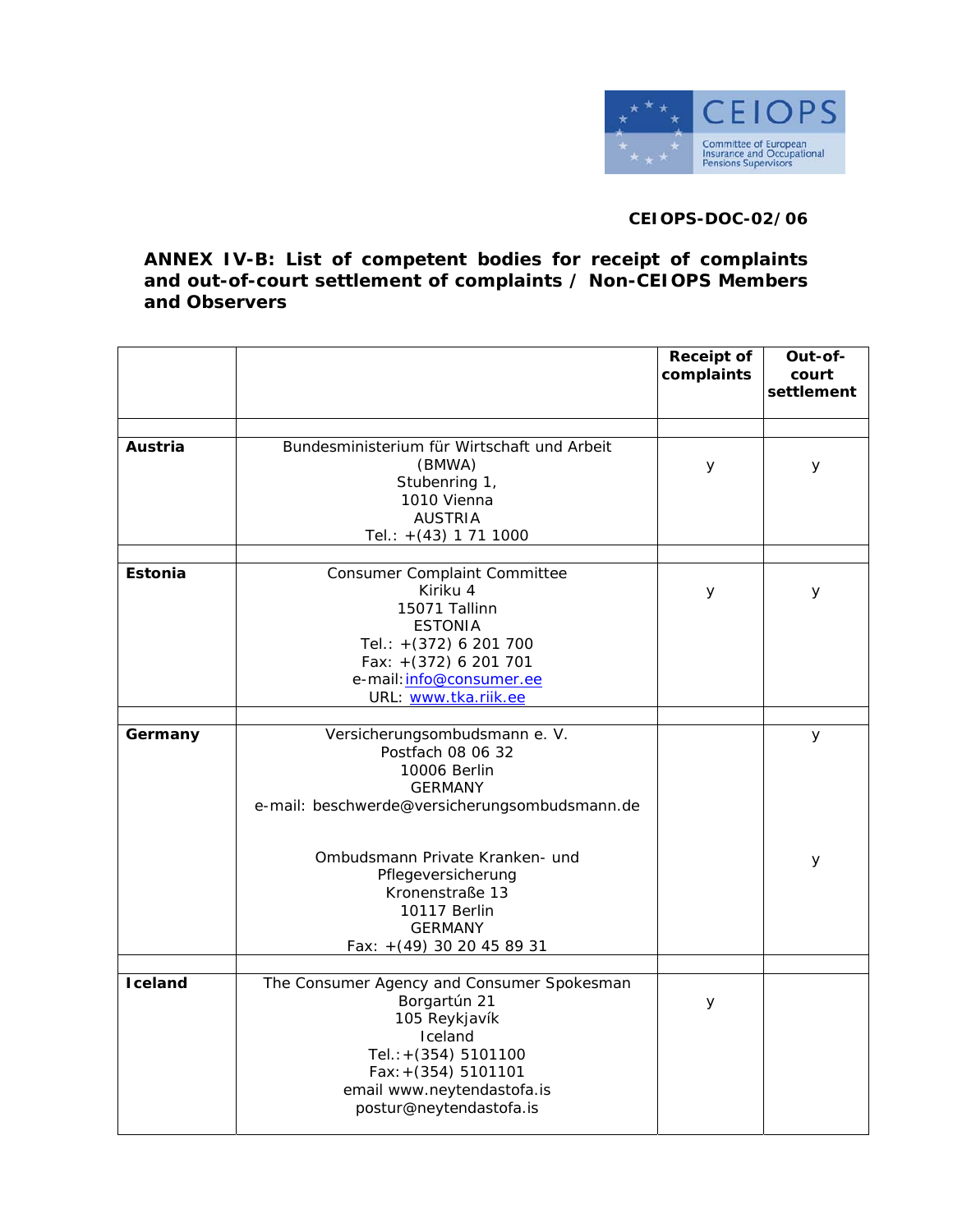CEIOPS-DOC-02/06

## ANNEX IV-B: List of competent bodies for receipt of complaints and out-of-court settlement of complaints / Non-CEIOPS Members and Observers

| | | Receipt of complaints | Out-of-court settlement |
|---|---|---|---|
| **Austria** | Bundesministerium für Wirtschaft und Arbeit (BMWA)<br>Stubenring 1,<br>1010 Vienna<br>AUSTRIA<br>Tel.: +(43) 1 71 1000 | y | y |
| **Estonia** | Consumer Complaint Committee<br>Kiriku 4<br>15071 Tallinn<br>ESTONIA<br>Tel.: +(372) 6 201 700<br>Fax: +(372) 6 201 701<br>e-mail: info@consumer.ee<br>URL: www.tka.riik.ee | y | y |
| **Germany** | Versicherungsombudsmann e. V.<br>Postfach 08 06 32<br>10006 Berlin<br>GERMANY<br>e-mail: beschwerde@versicherungsombudsmann.de | | y |
| | Ombudsmann Private Kranken- und Pflegeversicherung<br>Kronenstraße 13<br>10117 Berlin<br>GERMANY<br>Fax: +(49) 30 20 45 89 31 | | y |
| **Iceland** | The Consumer Agency and Consumer Spokesman<br>Borgartún 21<br>105 Reykjavík<br>Iceland<br>Tel.:+(354) 5101100<br>Fax:+(354) 5101101<br>email www.neytendastofa.is<br>postur@neytendastofa.is | y | |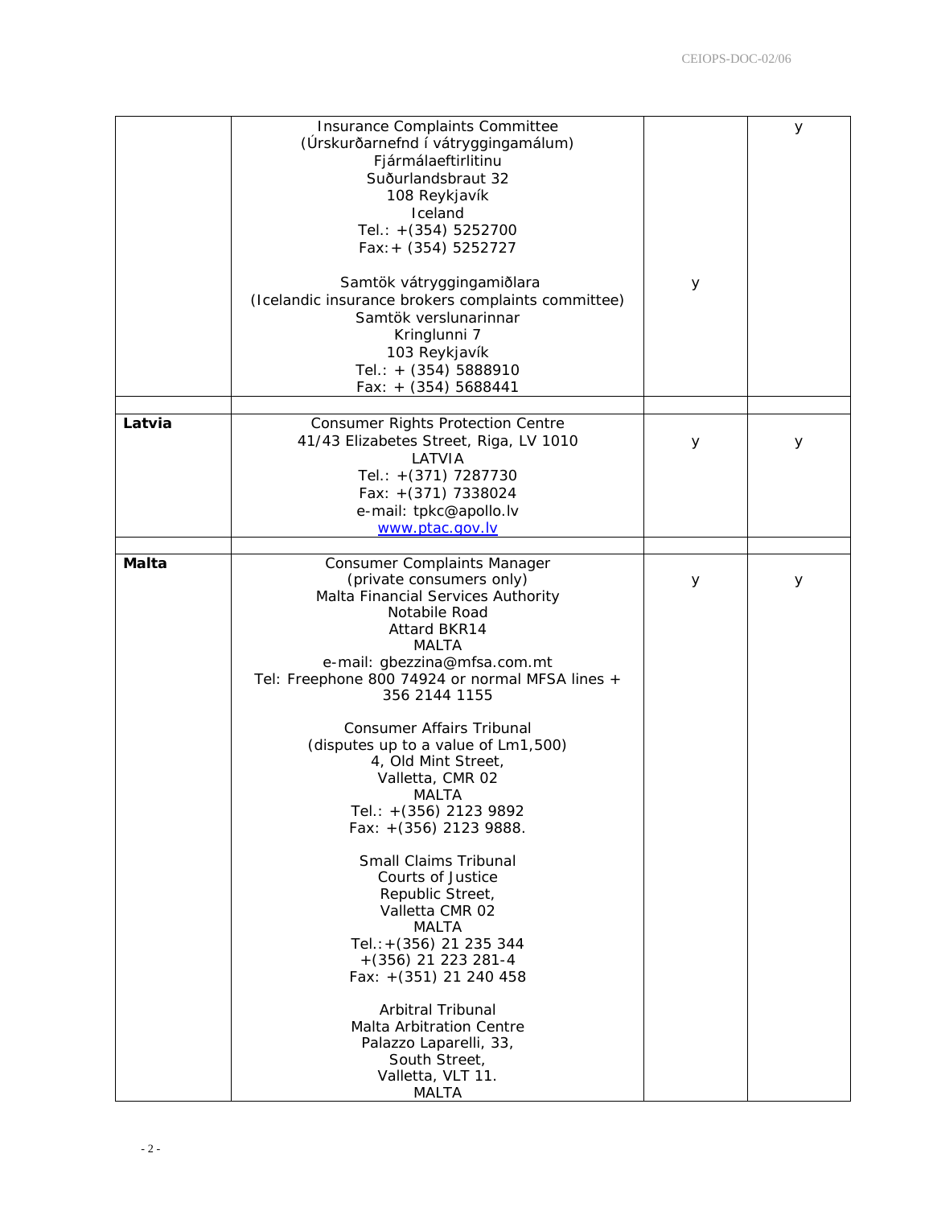| | | | |
|---|---|---|---|
| | Insurance Complaints Committee<br>(Úrskurðarnefnd í vátryggingamálum)<br>Fjármálaeftirlitinu<br>Suðurlandsbraut 32<br>108 Reykjavík<br>Iceland<br>Tel.: +(354) 5252700<br>Fax: + (354) 5252727 | | y |
| | Samtök vátryggingamiðlara<br>(Icelandic insurance brokers complaints committee)<br>Samtök verslunarinnar<br>Kringlunni 7<br>103 Reykjavík<br>Tel.: + (354) 5888910<br>Fax: + (354) 5688441 | y | |
| | | | |
| **Latvia** | Consumer Rights Protection Centre<br>41/43 Elizabetes Street, Riga, LV 1010<br>LATVIA<br>Tel.: +(371) 7287730<br>Fax: +(371) 7338024<br>e-mail: tpkc@apollo.lv<br>www.ptac.gov.lv | y | y |
| | | | |
| **Malta** | Consumer Complaints Manager<br>(private consumers only)<br>Malta Financial Services Authority<br>Notabile Road<br>Attard BKR14<br>MALTA<br>e-mail: gbezzina@mfsa.com.mt<br>Tel: Freephone 800 74924 or normal MFSA lines + 356 2144 1155<br><br>Consumer Affairs Tribunal<br>(disputes up to a value of Lm1,500)<br>4, Old Mint Street,<br>Valletta, CMR 02<br>MALTA<br>Tel.: +(356) 2123 9892<br>Fax: +(356) 2123 9888.<br><br>Small Claims Tribunal<br>Courts of Justice<br>Republic Street,<br>Valletta CMR 02<br>MALTA<br>Tel.:+(356) 21 235 344<br>+(356) 21 223 281-4<br>Fax: +(351) 21 240 458<br><br>Arbitral Tribunal<br>Malta Arbitration Centre<br>Palazzo Laparelli, 33,<br>South Street,<br>Valletta, VLT 11.<br>MALTA | y | y |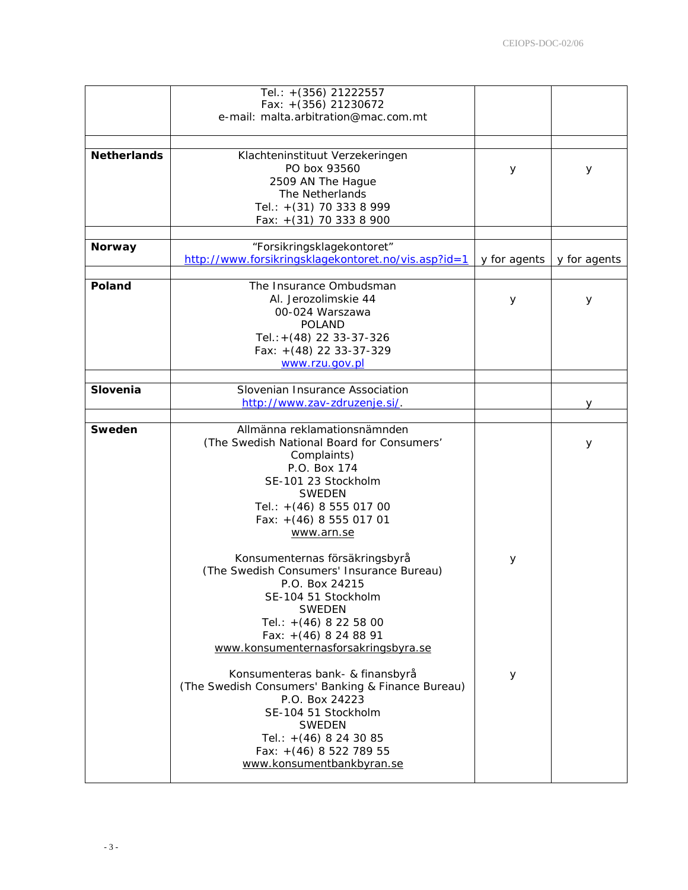| | | | |
|---|---|---|---|
| | Tel.: +(356) 21222557<br>Fax: +(356) 21230672<br>e-mail: malta.arbitration@mac.com.mt | | |
| | | | |
| **Netherlands** | Klachteninstituut Verzekeringen<br>PO box 93560<br>2509 AN The Hague<br>The Netherlands<br>Tel.: +(31) 70 333 8 999<br>Fax: +(31) 70 333 8 900 | y | y |
| | | | |
| **Norway** | "Forsikringsklagekontoret"<br>http://www.forsikringsklagekontoret.no/vis.asp?id=1 | y for agents | y for agents |
| | | | |
| **Poland** | The Insurance Ombudsman<br>Al. Jerozolimskie 44<br>00-024 Warszawa<br>POLAND<br>Tel.:+(48) 22 33-37-326<br>Fax: +(48) 22 33-37-329<br>www.rzu.gov.pl | y | y |
| | | | |
| **Slovenia** | Slovenian Insurance Association<br>http://www.zav-zdruzenje.si/. | | y |
| | | | |
| **Sweden** | Allmänna reklamationsnämnden<br>(The Swedish National Board for Consumers' Complaints)<br>P.O. Box 174<br>SE-101 23 Stockholm<br>SWEDEN<br>Tel.: +(46) 8 555 017 00<br>Fax: +(46) 8 555 017 01<br>www.arn.se | | y |
| | Konsumenternas försäkringsbyrå<br>(The Swedish Consumers' Insurance Bureau)<br>P.O. Box 24215<br>SE-104 51 Stockholm<br>SWEDEN<br>Tel.: +(46) 8 22 58 00<br>Fax: +(46) 8 24 88 91<br>www.konsumenternasforsakringsbyra.se | y | |
| | Konsumenteras bank- & finansbyrå<br>(The Swedish Consumers' Banking & Finance Bureau)<br>P.O. Box 24223<br>SE-104 51 Stockholm<br>SWEDEN<br>Tel.: +(46) 8 24 30 85<br>Fax: +(46) 8 522 789 55<br>www.konsumentbankbyran.se | y | |